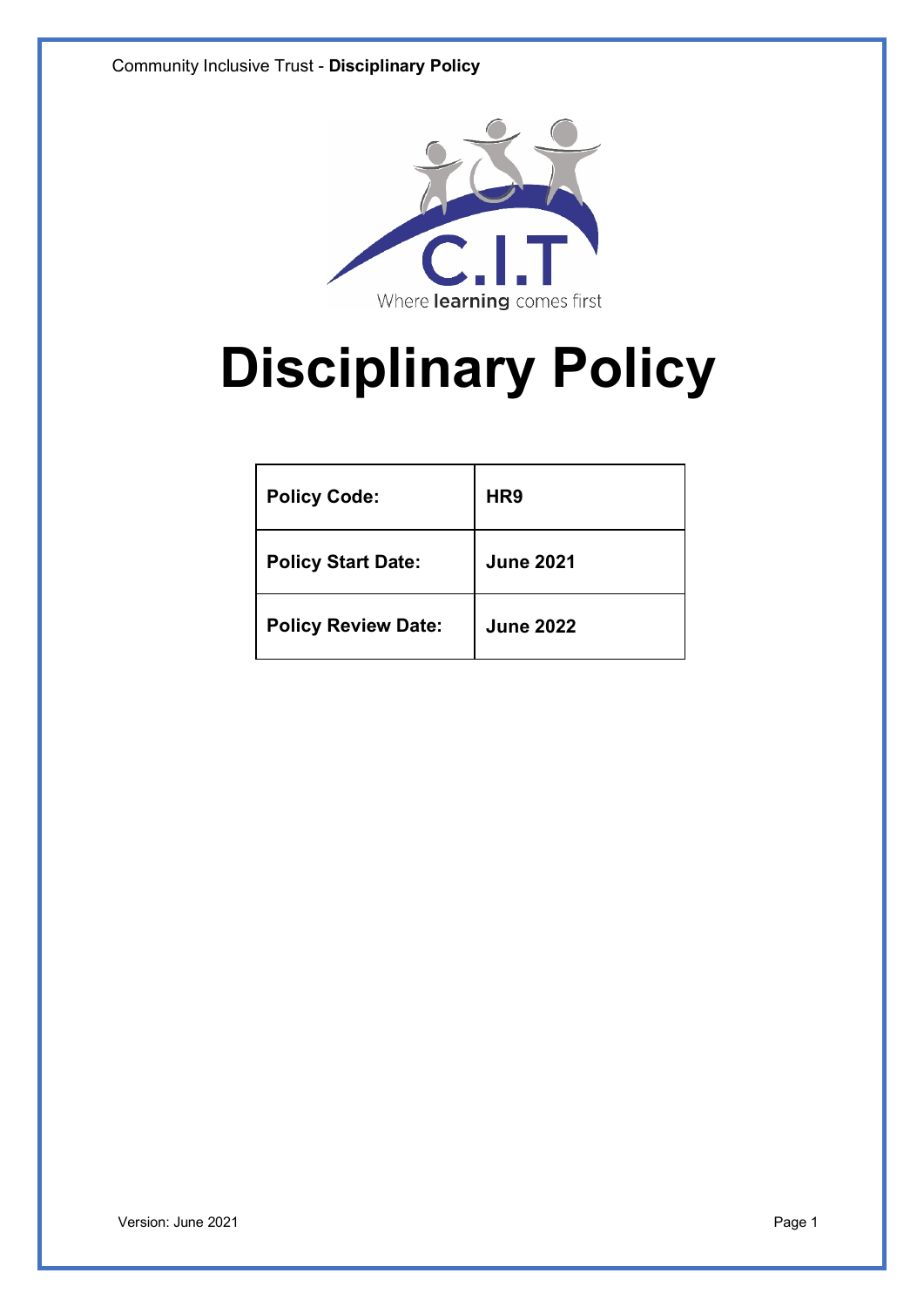# Disciplinary Policy

| Policy Code: | HR9 |
|---|---|
| Policy Start Date: | June 2021 |
| Policy Review Date: | June 2022 |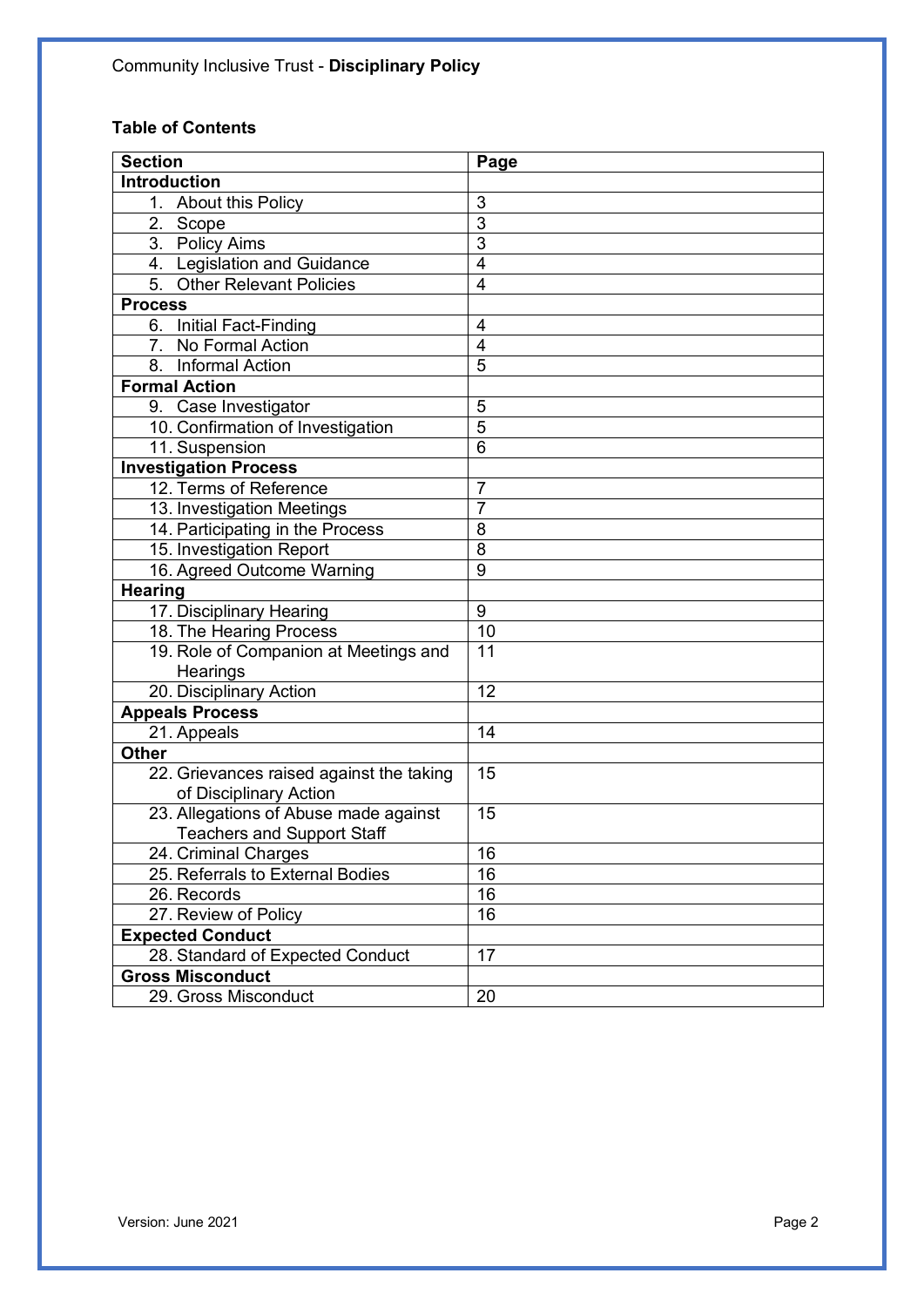Community Inclusive Trust - **Disciplinary Policy**

**Table of Contents**

| Section | Page |
|---|---|
| **Introduction** | |
| 1. About this Policy | 3 |
| 2. Scope | 3 |
| 3. Policy Aims | 3 |
| 4. Legislation and Guidance | 4 |
| 5. Other Relevant Policies | 4 |
| **Process** | |
| 6. Initial Fact-Finding | 4 |
| 7. No Formal Action | 4 |
| 8. Informal Action | 5 |
| **Formal Action** | |
| 9. Case Investigator | 5 |
| 10. Confirmation of Investigation | 5 |
| 11. Suspension | 6 |
| **Investigation Process** | |
| 12. Terms of Reference | 7 |
| 13. Investigation Meetings | 7 |
| 14. Participating in the Process | 8 |
| 15. Investigation Report | 8 |
| 16. Agreed Outcome Warning | 9 |
| **Hearing** | |
| 17. Disciplinary Hearing | 9 |
| 18. The Hearing Process | 10 |
| 19. Role of Companion at Meetings and Hearings | 11 |
| 20. Disciplinary Action | 12 |
| **Appeals Process** | |
| 21. Appeals | 14 |
| **Other** | |
| 22. Grievances raised against the taking of Disciplinary Action | 15 |
| 23. Allegations of Abuse made against Teachers and Support Staff | 15 |
| 24. Criminal Charges | 16 |
| 25. Referrals to External Bodies | 16 |
| 26. Records | 16 |
| 27. Review of Policy | 16 |
| **Expected Conduct** | |
| 28. Standard of Expected Conduct | 17 |
| **Gross Misconduct** | |
| 29. Gross Misconduct | 20 |

Version: June 2021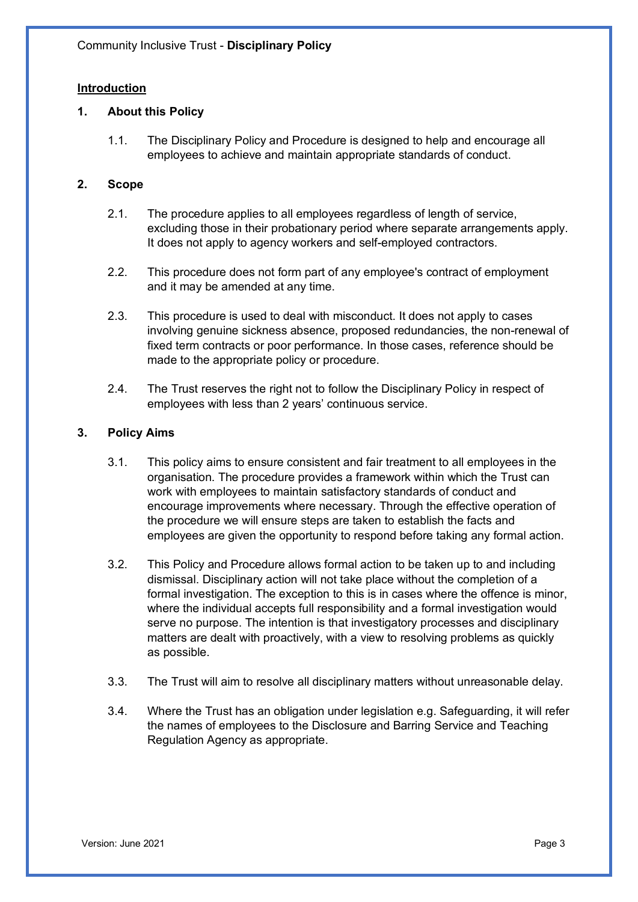## Introduction

### 1. About this Policy

1.1. The Disciplinary Policy and Procedure is designed to help and encourage all employees to achieve and maintain appropriate standards of conduct.

### 2. Scope

2.1. The procedure applies to all employees regardless of length of service, excluding those in their probationary period where separate arrangements apply. It does not apply to agency workers and self-employed contractors.

2.2. This procedure does not form part of any employee's contract of employment and it may be amended at any time.

2.3. This procedure is used to deal with misconduct. It does not apply to cases involving genuine sickness absence, proposed redundancies, the non-renewal of fixed term contracts or poor performance. In those cases, reference should be made to the appropriate policy or procedure.

2.4. The Trust reserves the right not to follow the Disciplinary Policy in respect of employees with less than 2 years' continuous service.

### 3. Policy Aims

3.1. This policy aims to ensure consistent and fair treatment to all employees in the organisation. The procedure provides a framework within which the Trust can work with employees to maintain satisfactory standards of conduct and encourage improvements where necessary. Through the effective operation of the procedure we will ensure steps are taken to establish the facts and employees are given the opportunity to respond before taking any formal action.

3.2. This Policy and Procedure allows formal action to be taken up to and including dismissal. Disciplinary action will not take place without the completion of a formal investigation. The exception to this is in cases where the offence is minor, where the individual accepts full responsibility and a formal investigation would serve no purpose. The intention is that investigatory processes and disciplinary matters are dealt with proactively, with a view to resolving problems as quickly as possible.

3.3. The Trust will aim to resolve all disciplinary matters without unreasonable delay.

3.4. Where the Trust has an obligation under legislation e.g. Safeguarding, it will refer the names of employees to the Disclosure and Barring Service and Teaching Regulation Agency as appropriate.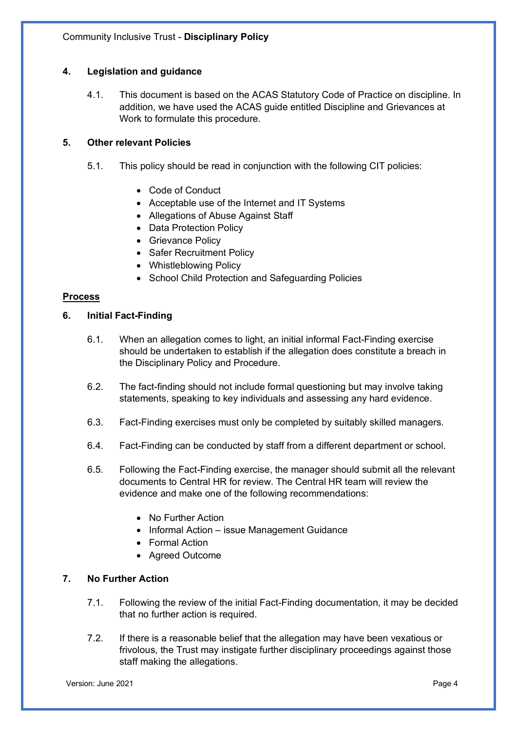## 4. Legislation and guidance

4.1. This document is based on the ACAS Statutory Code of Practice on discipline. In addition, we have used the ACAS guide entitled Discipline and Grievances at Work to formulate this procedure.

## 5. Other relevant Policies

5.1. This policy should be read in conjunction with the following CIT policies:

- Code of Conduct
- Acceptable use of the Internet and IT Systems
- Allegations of Abuse Against Staff
- Data Protection Policy
- Grievance Policy
- Safer Recruitment Policy
- Whistleblowing Policy
- School Child Protection and Safeguarding Policies

**Process**

## 6. Initial Fact-Finding

6.1. When an allegation comes to light, an initial informal Fact-Finding exercise should be undertaken to establish if the allegation does constitute a breach in the Disciplinary Policy and Procedure.

6.2. The fact-finding should not include formal questioning but may involve taking statements, speaking to key individuals and assessing any hard evidence.

6.3. Fact-Finding exercises must only be completed by suitably skilled managers.

6.4. Fact-Finding can be conducted by staff from a different department or school.

6.5. Following the Fact-Finding exercise, the manager should submit all the relevant documents to Central HR for review. The Central HR team will review the evidence and make one of the following recommendations:

- No Further Action
- Informal Action – issue Management Guidance
- Formal Action
- Agreed Outcome

## 7. No Further Action

7.1. Following the review of the initial Fact-Finding documentation, it may be decided that no further action is required.

7.2. If there is a reasonable belief that the allegation may have been vexatious or frivolous, the Trust may instigate further disciplinary proceedings against those staff making the allegations.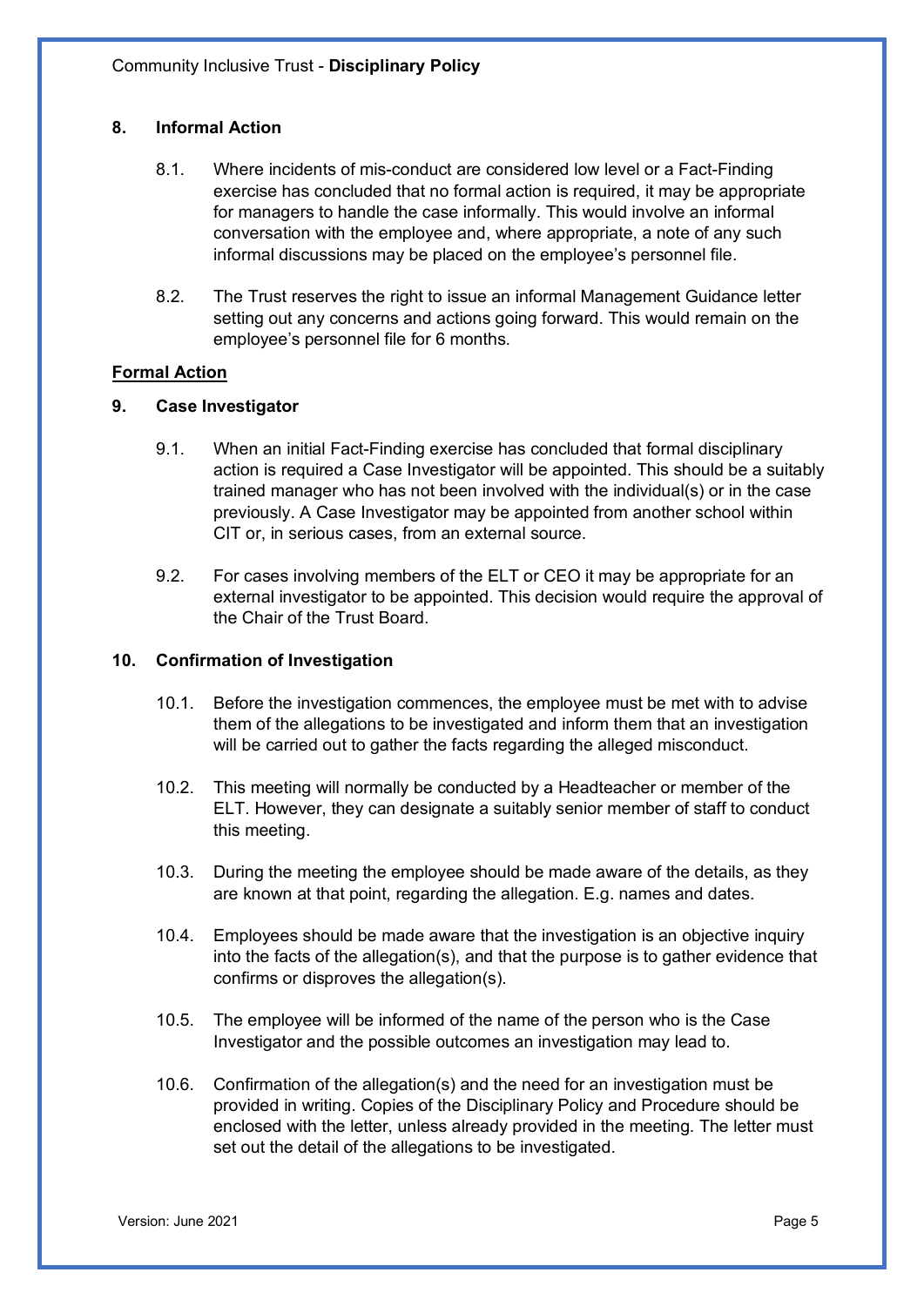## 8. Informal Action

8.1. Where incidents of mis-conduct are considered low level or a Fact-Finding exercise has concluded that no formal action is required, it may be appropriate for managers to handle the case informally. This would involve an informal conversation with the employee and, where appropriate, a note of any such informal discussions may be placed on the employee's personnel file.

8.2. The Trust reserves the right to issue an informal Management Guidance letter setting out any concerns and actions going forward. This would remain on the employee's personnel file for 6 months.

## Formal Action

## 9. Case Investigator

9.1. When an initial Fact-Finding exercise has concluded that formal disciplinary action is required a Case Investigator will be appointed. This should be a suitably trained manager who has not been involved with the individual(s) or in the case previously. A Case Investigator may be appointed from another school within CIT or, in serious cases, from an external source.

9.2. For cases involving members of the ELT or CEO it may be appropriate for an external investigator to be appointed. This decision would require the approval of the Chair of the Trust Board.

## 10. Confirmation of Investigation

10.1. Before the investigation commences, the employee must be met with to advise them of the allegations to be investigated and inform them that an investigation will be carried out to gather the facts regarding the alleged misconduct.

10.2. This meeting will normally be conducted by a Headteacher or member of the ELT. However, they can designate a suitably senior member of staff to conduct this meeting.

10.3. During the meeting the employee should be made aware of the details, as they are known at that point, regarding the allegation. E.g. names and dates.

10.4. Employees should be made aware that the investigation is an objective inquiry into the facts of the allegation(s), and that the purpose is to gather evidence that confirms or disproves the allegation(s).

10.5. The employee will be informed of the name of the person who is the Case Investigator and the possible outcomes an investigation may lead to.

10.6. Confirmation of the allegation(s) and the need for an investigation must be provided in writing. Copies of the Disciplinary Policy and Procedure should be enclosed with the letter, unless already provided in the meeting. The letter must set out the detail of the allegations to be investigated.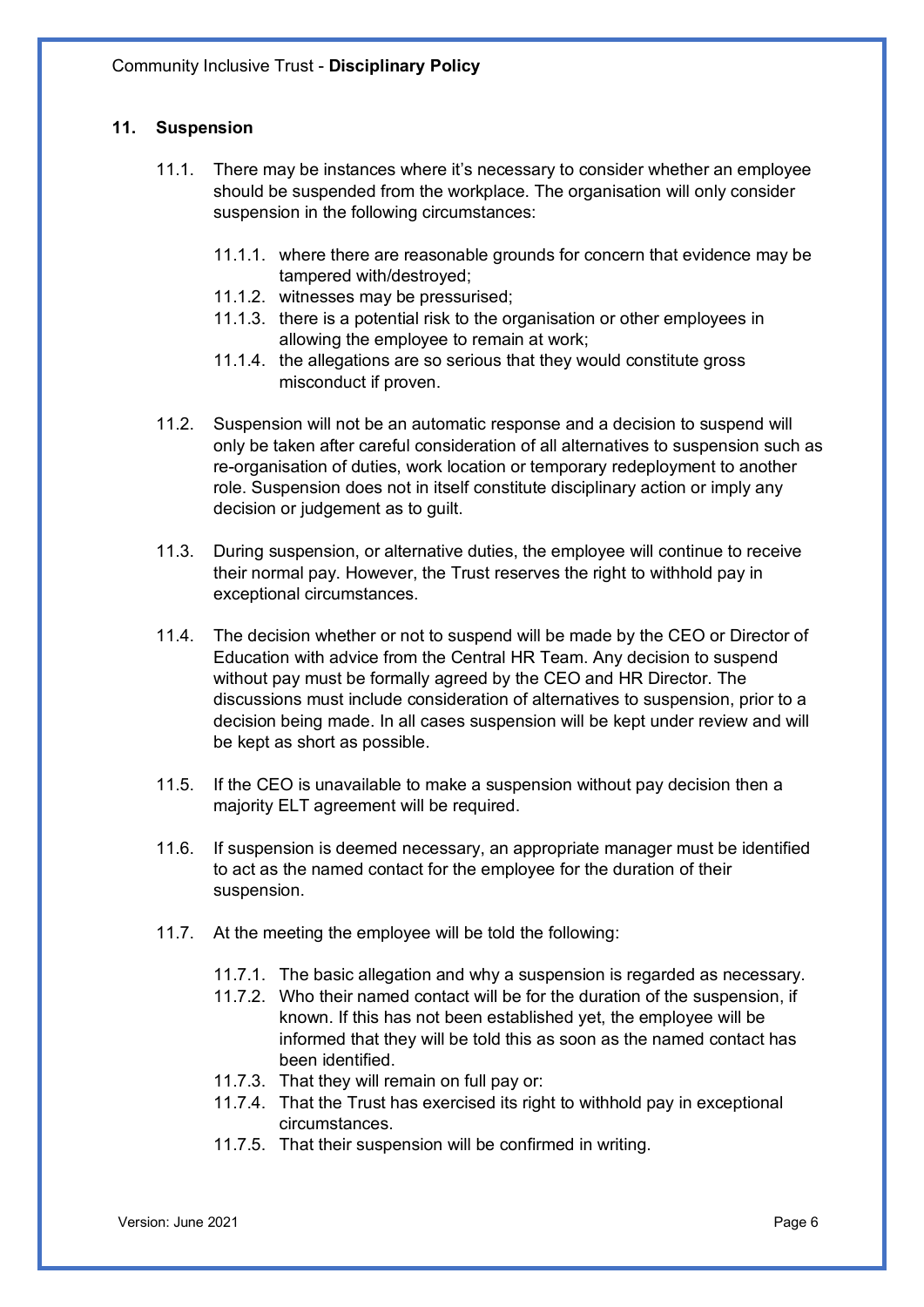## 11. Suspension

11.1. There may be instances where it's necessary to consider whether an employee should be suspended from the workplace. The organisation will only consider suspension in the following circumstances:

- 11.1.1. where there are reasonable grounds for concern that evidence may be tampered with/destroyed;
- 11.1.2. witnesses may be pressurised;
- 11.1.3. there is a potential risk to the organisation or other employees in allowing the employee to remain at work;
- 11.1.4. the allegations are so serious that they would constitute gross misconduct if proven.

11.2. Suspension will not be an automatic response and a decision to suspend will only be taken after careful consideration of all alternatives to suspension such as re-organisation of duties, work location or temporary redeployment to another role. Suspension does not in itself constitute disciplinary action or imply any decision or judgement as to guilt.

11.3. During suspension, or alternative duties, the employee will continue to receive their normal pay. However, the Trust reserves the right to withhold pay in exceptional circumstances.

11.4. The decision whether or not to suspend will be made by the CEO or Director of Education with advice from the Central HR Team. Any decision to suspend without pay must be formally agreed by the CEO and HR Director. The discussions must include consideration of alternatives to suspension, prior to a decision being made. In all cases suspension will be kept under review and will be kept as short as possible.

11.5. If the CEO is unavailable to make a suspension without pay decision then a majority ELT agreement will be required.

11.6. If suspension is deemed necessary, an appropriate manager must be identified to act as the named contact for the employee for the duration of their suspension.

11.7. At the meeting the employee will be told the following:

- 11.7.1. The basic allegation and why a suspension is regarded as necessary.
- 11.7.2. Who their named contact will be for the duration of the suspension, if known. If this has not been established yet, the employee will be informed that they will be told this as soon as the named contact has been identified.
- 11.7.3. That they will remain on full pay or:
- 11.7.4. That the Trust has exercised its right to withhold pay in exceptional circumstances.
- 11.7.5. That their suspension will be confirmed in writing.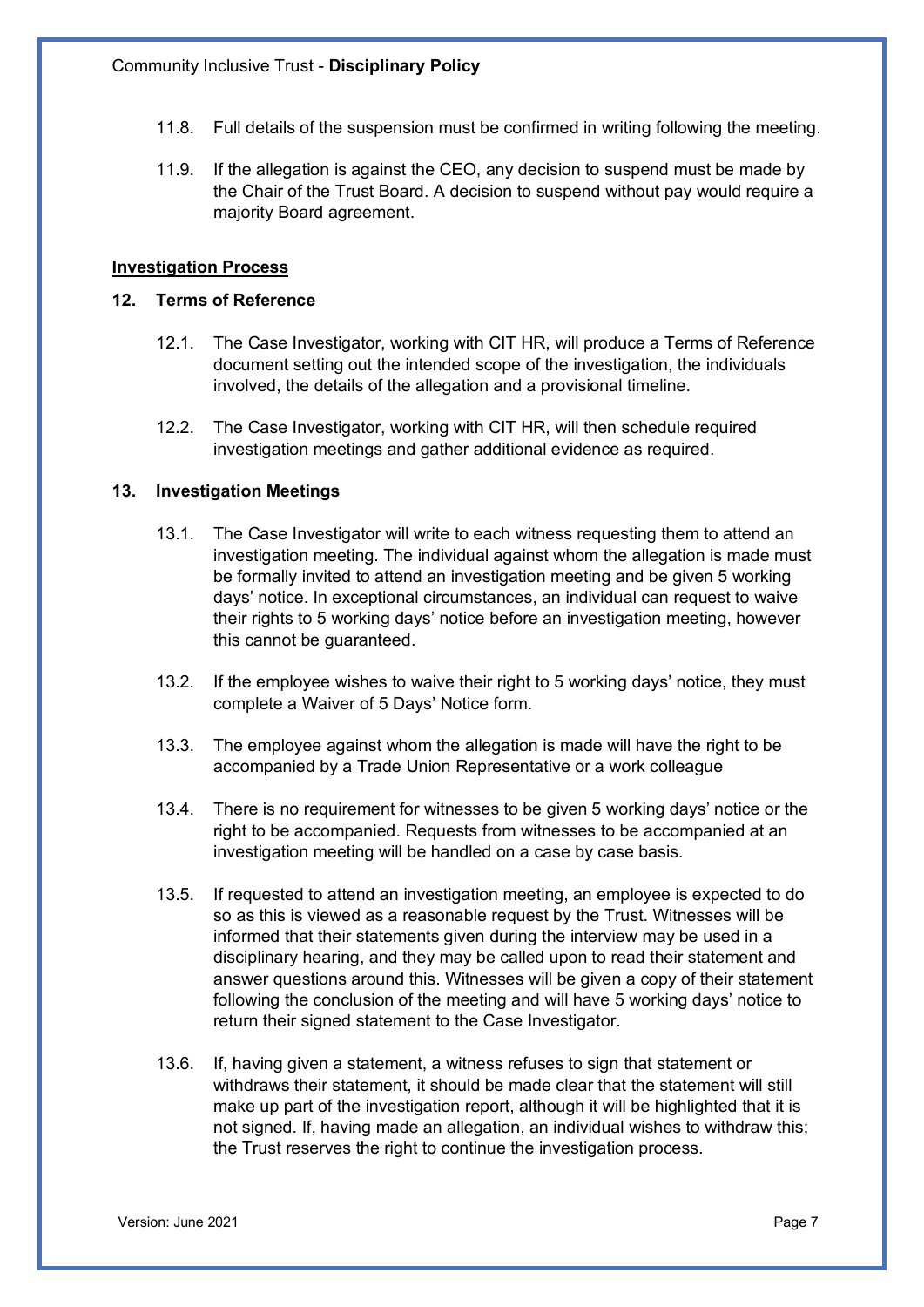11.8. Full details of the suspension must be confirmed in writing following the meeting.

11.9. If the allegation is against the CEO, any decision to suspend must be made by the Chair of the Trust Board. A decision to suspend without pay would require a majority Board agreement.

## Investigation Process

### 12. Terms of Reference

12.1. The Case Investigator, working with CIT HR, will produce a Terms of Reference document setting out the intended scope of the investigation, the individuals involved, the details of the allegation and a provisional timeline.

12.2. The Case Investigator, working with CIT HR, will then schedule required investigation meetings and gather additional evidence as required.

### 13. Investigation Meetings

13.1. The Case Investigator will write to each witness requesting them to attend an investigation meeting. The individual against whom the allegation is made must be formally invited to attend an investigation meeting and be given 5 working days' notice. In exceptional circumstances, an individual can request to waive their rights to 5 working days' notice before an investigation meeting, however this cannot be guaranteed.

13.2. If the employee wishes to waive their right to 5 working days' notice, they must complete a Waiver of 5 Days' Notice form.

13.3. The employee against whom the allegation is made will have the right to be accompanied by a Trade Union Representative or a work colleague

13.4. There is no requirement for witnesses to be given 5 working days' notice or the right to be accompanied. Requests from witnesses to be accompanied at an investigation meeting will be handled on a case by case basis.

13.5. If requested to attend an investigation meeting, an employee is expected to do so as this is viewed as a reasonable request by the Trust. Witnesses will be informed that their statements given during the interview may be used in a disciplinary hearing, and they may be called upon to read their statement and answer questions around this. Witnesses will be given a copy of their statement following the conclusion of the meeting and will have 5 working days' notice to return their signed statement to the Case Investigator.

13.6. If, having given a statement, a witness refuses to sign that statement or withdraws their statement, it should be made clear that the statement will still make up part of the investigation report, although it will be highlighted that it is not signed. If, having made an allegation, an individual wishes to withdraw this; the Trust reserves the right to continue the investigation process.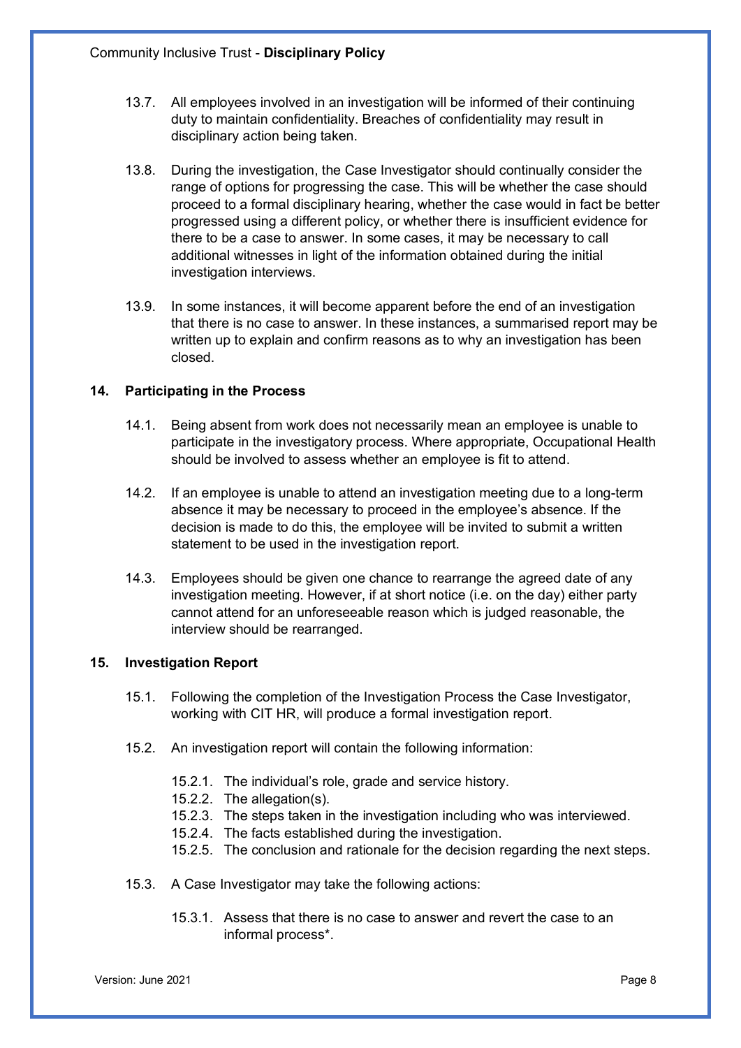13.7. All employees involved in an investigation will be informed of their continuing duty to maintain confidentiality. Breaches of confidentiality may result in disciplinary action being taken.

13.8. During the investigation, the Case Investigator should continually consider the range of options for progressing the case. This will be whether the case should proceed to a formal disciplinary hearing, whether the case would in fact be better progressed using a different policy, or whether there is insufficient evidence for there to be a case to answer. In some cases, it may be necessary to call additional witnesses in light of the information obtained during the initial investigation interviews.

13.9. In some instances, it will become apparent before the end of an investigation that there is no case to answer. In these instances, a summarised report may be written up to explain and confirm reasons as to why an investigation has been closed.

## 14. Participating in the Process

14.1. Being absent from work does not necessarily mean an employee is unable to participate in the investigatory process. Where appropriate, Occupational Health should be involved to assess whether an employee is fit to attend.

14.2. If an employee is unable to attend an investigation meeting due to a long-term absence it may be necessary to proceed in the employee's absence. If the decision is made to do this, the employee will be invited to submit a written statement to be used in the investigation report.

14.3. Employees should be given one chance to rearrange the agreed date of any investigation meeting. However, if at short notice (i.e. on the day) either party cannot attend for an unforeseeable reason which is judged reasonable, the interview should be rearranged.

## 15. Investigation Report

15.1. Following the completion of the Investigation Process the Case Investigator, working with CIT HR, will produce a formal investigation report.

15.2. An investigation report will contain the following information:

- 15.2.1. The individual's role, grade and service history.
- 15.2.2. The allegation(s).
- 15.2.3. The steps taken in the investigation including who was interviewed.
- 15.2.4. The facts established during the investigation.
- 15.2.5. The conclusion and rationale for the decision regarding the next steps.

15.3. A Case Investigator may take the following actions:

- 15.3.1. Assess that there is no case to answer and revert the case to an informal process*.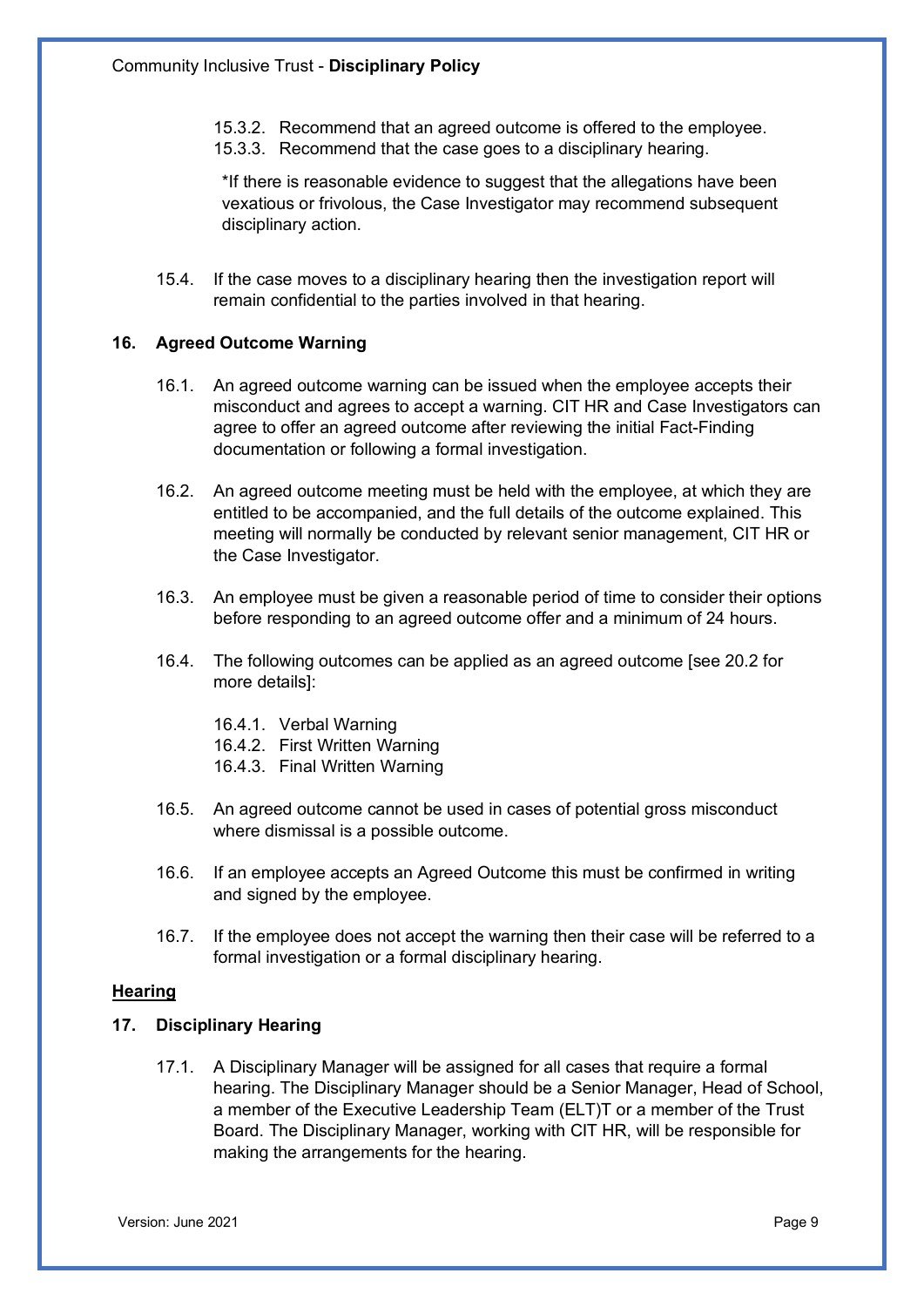15.3.2. Recommend that an agreed outcome is offered to the employee.
15.3.3. Recommend that the case goes to a disciplinary hearing.

*If there is reasonable evidence to suggest that the allegations have been vexatious or frivolous, the Case Investigator may recommend subsequent disciplinary action.

15.4. If the case moves to a disciplinary hearing then the investigation report will remain confidential to the parties involved in that hearing.

### 16. Agreed Outcome Warning

16.1. An agreed outcome warning can be issued when the employee accepts their misconduct and agrees to accept a warning. CIT HR and Case Investigators can agree to offer an agreed outcome after reviewing the initial Fact-Finding documentation or following a formal investigation.

16.2. An agreed outcome meeting must be held with the employee, at which they are entitled to be accompanied, and the full details of the outcome explained. This meeting will normally be conducted by relevant senior management, CIT HR or the Case Investigator.

16.3. An employee must be given a reasonable period of time to consider their options before responding to an agreed outcome offer and a minimum of 24 hours.

16.4. The following outcomes can be applied as an agreed outcome [see 20.2 for more details]:

16.4.1. Verbal Warning
16.4.2. First Written Warning
16.4.3. Final Written Warning

16.5. An agreed outcome cannot be used in cases of potential gross misconduct where dismissal is a possible outcome.

16.6. If an employee accepts an Agreed Outcome this must be confirmed in writing and signed by the employee.

16.7. If the employee does not accept the warning then their case will be referred to a formal investigation or a formal disciplinary hearing.

## Hearing

### 17. Disciplinary Hearing

17.1. A Disciplinary Manager will be assigned for all cases that require a formal hearing. The Disciplinary Manager should be a Senior Manager, Head of School, a member of the Executive Leadership Team (ELT)T or a member of the Trust Board. The Disciplinary Manager, working with CIT HR, will be responsible for making the arrangements for the hearing.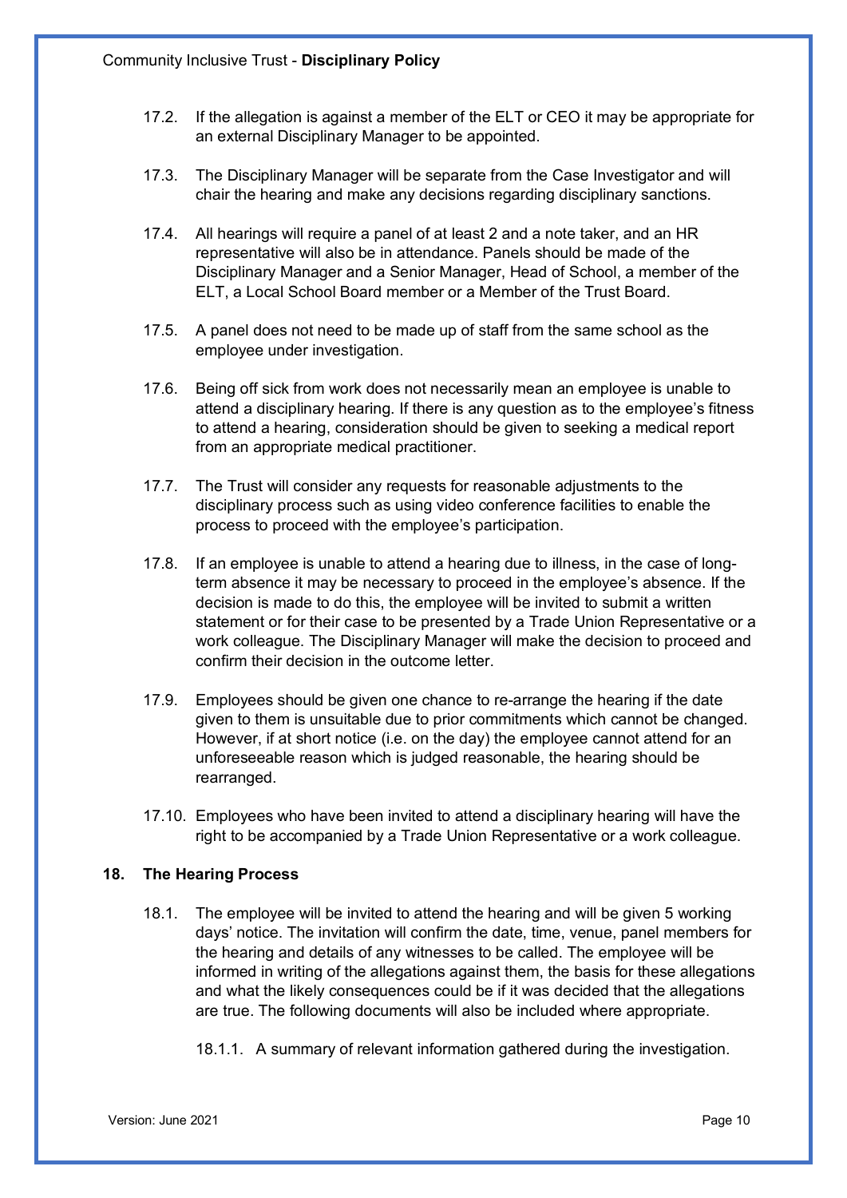17.2. If the allegation is against a member of the ELT or CEO it may be appropriate for an external Disciplinary Manager to be appointed.

17.3. The Disciplinary Manager will be separate from the Case Investigator and will chair the hearing and make any decisions regarding disciplinary sanctions.

17.4. All hearings will require a panel of at least 2 and a note taker, and an HR representative will also be in attendance. Panels should be made of the Disciplinary Manager and a Senior Manager, Head of School, a member of the ELT, a Local School Board member or a Member of the Trust Board.

17.5. A panel does not need to be made up of staff from the same school as the employee under investigation.

17.6. Being off sick from work does not necessarily mean an employee is unable to attend a disciplinary hearing. If there is any question as to the employee's fitness to attend a hearing, consideration should be given to seeking a medical report from an appropriate medical practitioner.

17.7. The Trust will consider any requests for reasonable adjustments to the disciplinary process such as using video conference facilities to enable the process to proceed with the employee's participation.

17.8. If an employee is unable to attend a hearing due to illness, in the case of long-term absence it may be necessary to proceed in the employee's absence. If the decision is made to do this, the employee will be invited to submit a written statement or for their case to be presented by a Trade Union Representative or a work colleague. The Disciplinary Manager will make the decision to proceed and confirm their decision in the outcome letter.

17.9. Employees should be given one chance to re-arrange the hearing if the date given to them is unsuitable due to prior commitments which cannot be changed. However, if at short notice (i.e. on the day) the employee cannot attend for an unforeseeable reason which is judged reasonable, the hearing should be rearranged.

17.10. Employees who have been invited to attend a disciplinary hearing will have the right to be accompanied by a Trade Union Representative or a work colleague.

## 18. The Hearing Process

18.1. The employee will be invited to attend the hearing and will be given 5 working days' notice. The invitation will confirm the date, time, venue, panel members for the hearing and details of any witnesses to be called. The employee will be informed in writing of the allegations against them, the basis for these allegations and what the likely consequences could be if it was decided that the allegations are true. The following documents will also be included where appropriate.

18.1.1. A summary of relevant information gathered during the investigation.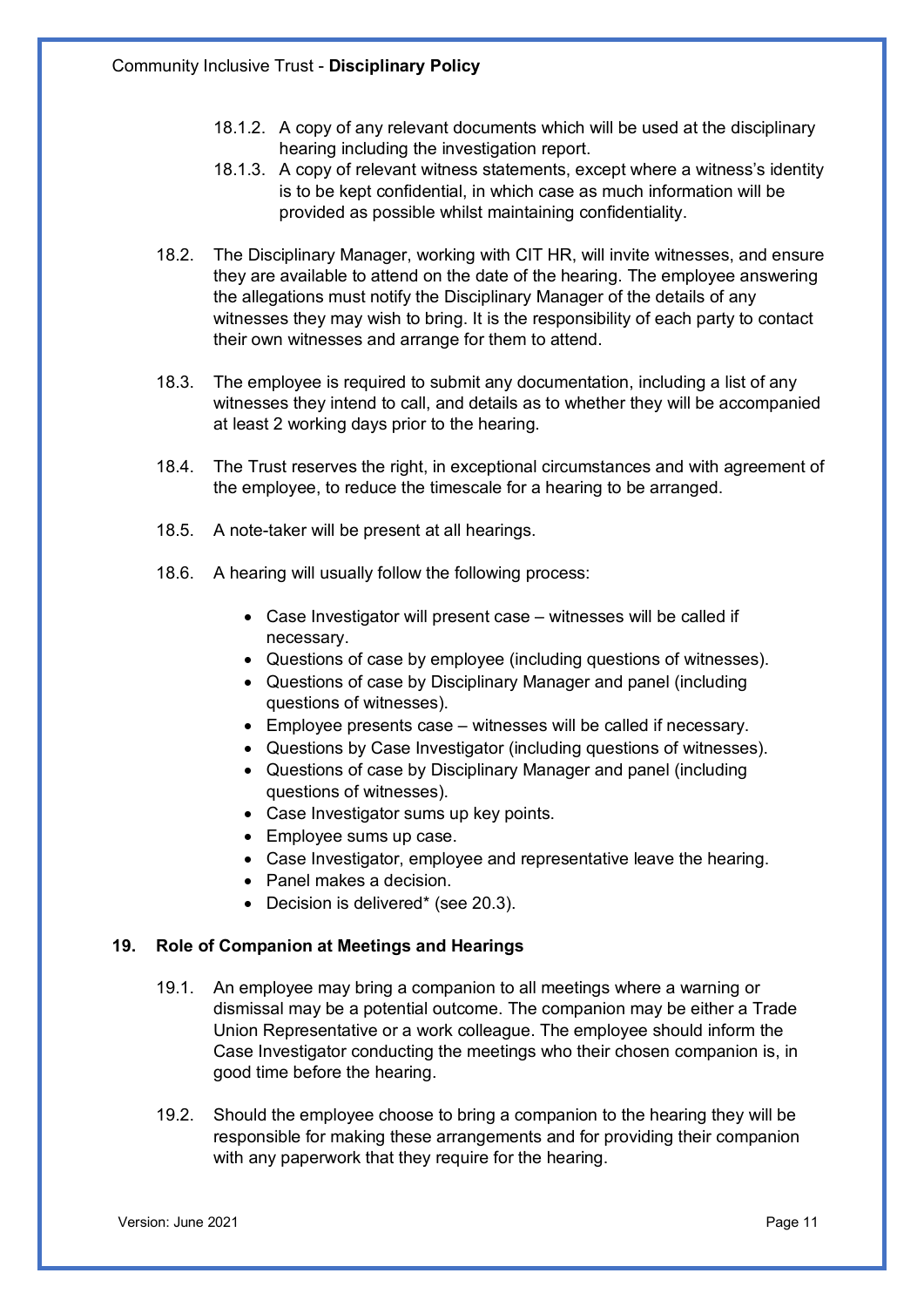18.1.2. A copy of any relevant documents which will be used at the disciplinary hearing including the investigation report.

18.1.3. A copy of relevant witness statements, except where a witness's identity is to be kept confidential, in which case as much information will be provided as possible whilst maintaining confidentiality.

18.2. The Disciplinary Manager, working with CIT HR, will invite witnesses, and ensure they are available to attend on the date of the hearing. The employee answering the allegations must notify the Disciplinary Manager of the details of any witnesses they may wish to bring. It is the responsibility of each party to contact their own witnesses and arrange for them to attend.

18.3. The employee is required to submit any documentation, including a list of any witnesses they intend to call, and details as to whether they will be accompanied at least 2 working days prior to the hearing.

18.4. The Trust reserves the right, in exceptional circumstances and with agreement of the employee, to reduce the timescale for a hearing to be arranged.

18.5. A note-taker will be present at all hearings.

18.6. A hearing will usually follow the following process:

- Case Investigator will present case – witnesses will be called if necessary.
- Questions of case by employee (including questions of witnesses).
- Questions of case by Disciplinary Manager and panel (including questions of witnesses).
- Employee presents case – witnesses will be called if necessary.
- Questions by Case Investigator (including questions of witnesses).
- Questions of case by Disciplinary Manager and panel (including questions of witnesses).
- Case Investigator sums up key points.
- Employee sums up case.
- Case Investigator, employee and representative leave the hearing.
- Panel makes a decision.
- Decision is delivered* (see 20.3).

## 19. Role of Companion at Meetings and Hearings

19.1. An employee may bring a companion to all meetings where a warning or dismissal may be a potential outcome. The companion may be either a Trade Union Representative or a work colleague. The employee should inform the Case Investigator conducting the meetings who their chosen companion is, in good time before the hearing.

19.2. Should the employee choose to bring a companion to the hearing they will be responsible for making these arrangements and for providing their companion with any paperwork that they require for the hearing.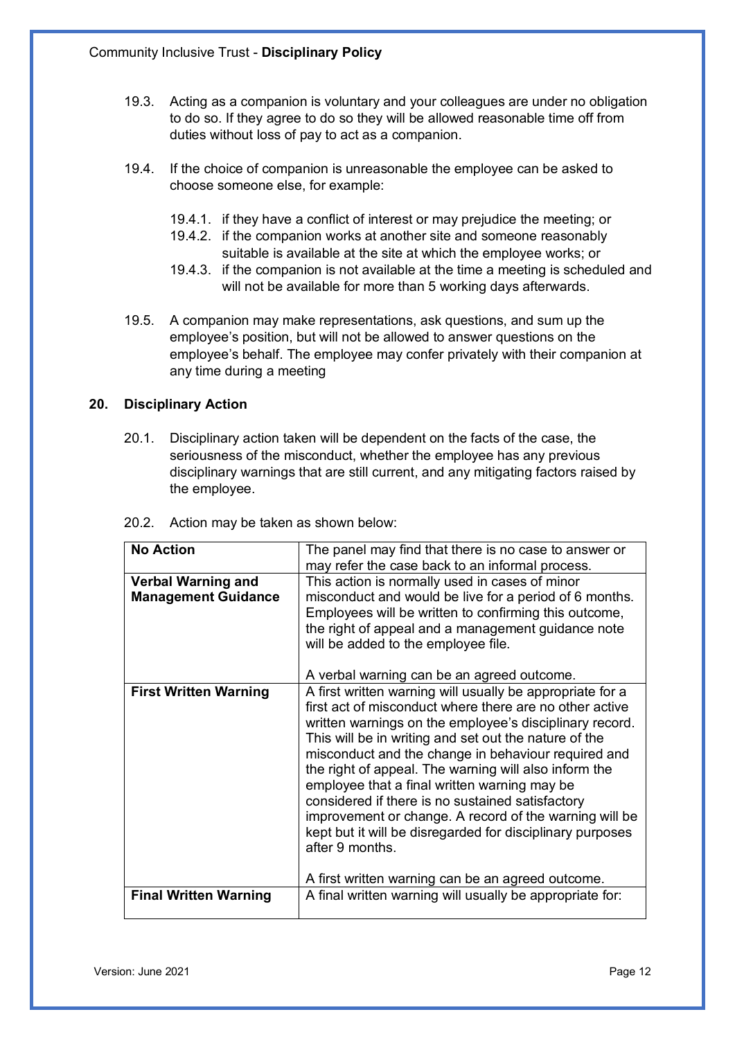19.3. Acting as a companion is voluntary and your colleagues are under no obligation to do so. If they agree to do so they will be allowed reasonable time off from duties without loss of pay to act as a companion.

19.4. If the choice of companion is unreasonable the employee can be asked to choose someone else, for example:

- 19.4.1. if they have a conflict of interest or may prejudice the meeting; or
- 19.4.2. if the companion works at another site and someone reasonably suitable is available at the site at which the employee works; or
- 19.4.3. if the companion is not available at the time a meeting is scheduled and will not be available for more than 5 working days afterwards.

19.5. A companion may make representations, ask questions, and sum up the employee's position, but will not be allowed to answer questions on the employee's behalf. The employee may confer privately with their companion at any time during a meeting

## 20. Disciplinary Action

20.1. Disciplinary action taken will be dependent on the facts of the case, the seriousness of the misconduct, whether the employee has any previous disciplinary warnings that are still current, and any mitigating factors raised by the employee.

20.2. Action may be taken as shown below:

| **No Action** | The panel may find that there is no case to answer or may refer the case back to an informal process. |
|---|---|
| **Verbal Warning and Management Guidance** | This action is normally used in cases of minor misconduct and would be live for a period of 6 months. Employees will be written to confirming this outcome, the right of appeal and a management guidance note will be added to the employee file.<br><br>A verbal warning can be an agreed outcome. |
| **First Written Warning** | A first written warning will usually be appropriate for a first act of misconduct where there are no other active written warnings on the employee's disciplinary record. This will be in writing and set out the nature of the misconduct and the change in behaviour required and the right of appeal. The warning will also inform the employee that a final written warning may be considered if there is no sustained satisfactory improvement or change. A record of the warning will be kept but it will be disregarded for disciplinary purposes after 9 months.<br><br>A first written warning can be an agreed outcome. |
| **Final Written Warning** | A final written warning will usually be appropriate for: |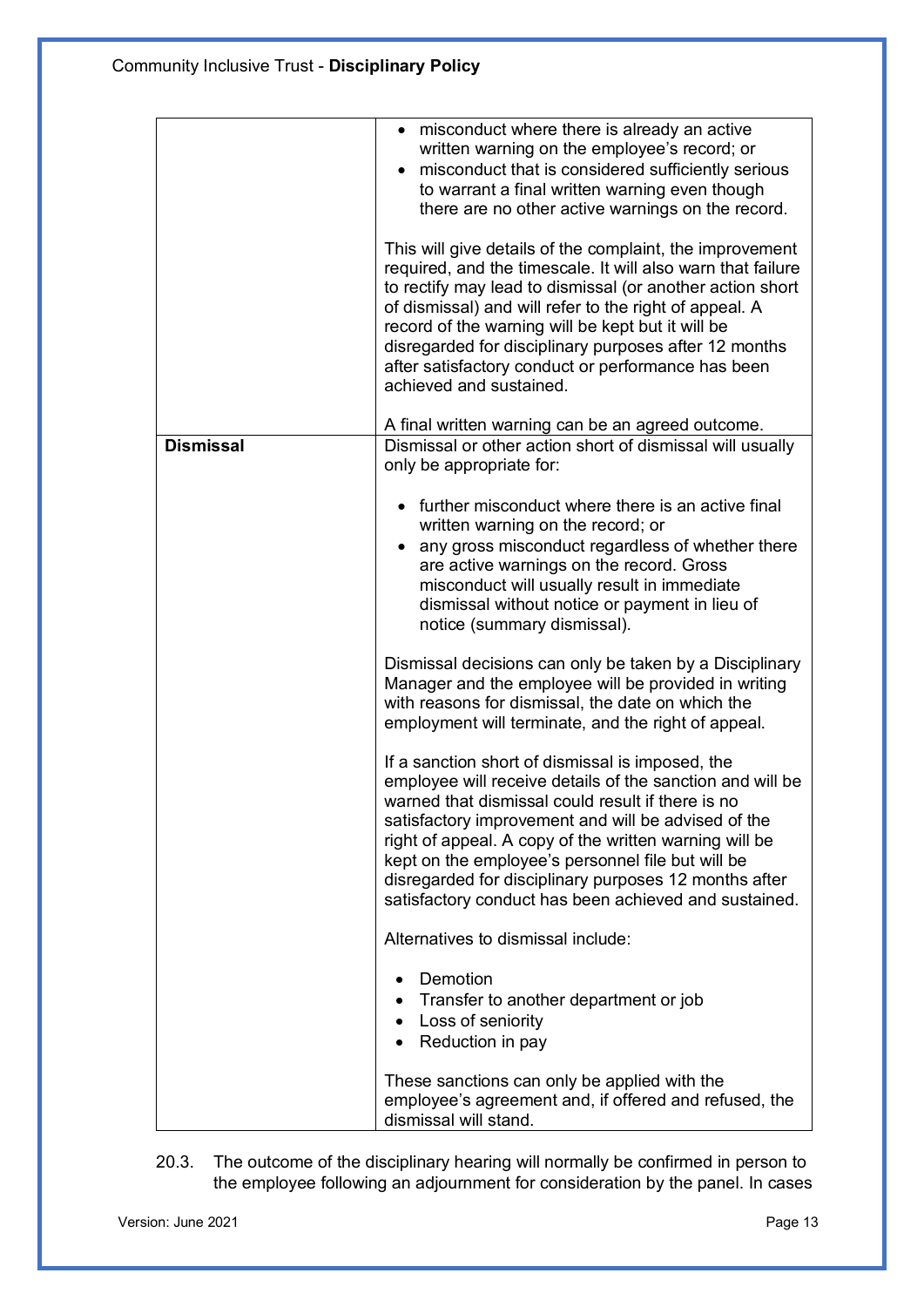| | |
|---|---|
| | • misconduct where there is already an active written warning on the employee's record; or<br>• misconduct that is considered sufficiently serious to warrant a final written warning even though there are no other active warnings on the record.<br><br>This will give details of the complaint, the improvement required, and the timescale. It will also warn that failure to rectify may lead to dismissal (or another action short of dismissal) and will refer to the right of appeal. A record of the warning will be kept but it will be disregarded for disciplinary purposes after 12 months after satisfactory conduct or performance has been achieved and sustained.<br><br>A final written warning can be an agreed outcome. |
| **Dismissal** | Dismissal or other action short of dismissal will usually only be appropriate for:<br><br>• further misconduct where there is an active final written warning on the record; or<br>• any gross misconduct regardless of whether there are active warnings on the record. Gross misconduct will usually result in immediate dismissal without notice or payment in lieu of notice (summary dismissal).<br><br>Dismissal decisions can only be taken by a Disciplinary Manager and the employee will be provided in writing with reasons for dismissal, the date on which the employment will terminate, and the right of appeal.<br><br>If a sanction short of dismissal is imposed, the employee will receive details of the sanction and will be warned that dismissal could result if there is no satisfactory improvement and will be advised of the right of appeal. A copy of the written warning will be kept on the employee's personnel file but will be disregarded for disciplinary purposes 12 months after satisfactory conduct has been achieved and sustained.<br><br>Alternatives to dismissal include:<br><br>• Demotion<br>• Transfer to another department or job<br>• Loss of seniority<br>• Reduction in pay<br><br>These sanctions can only be applied with the employee's agreement and, if offered and refused, the dismissal will stand. |

20.3. The outcome of the disciplinary hearing will normally be confirmed in person to the employee following an adjournment for consideration by the panel. In cases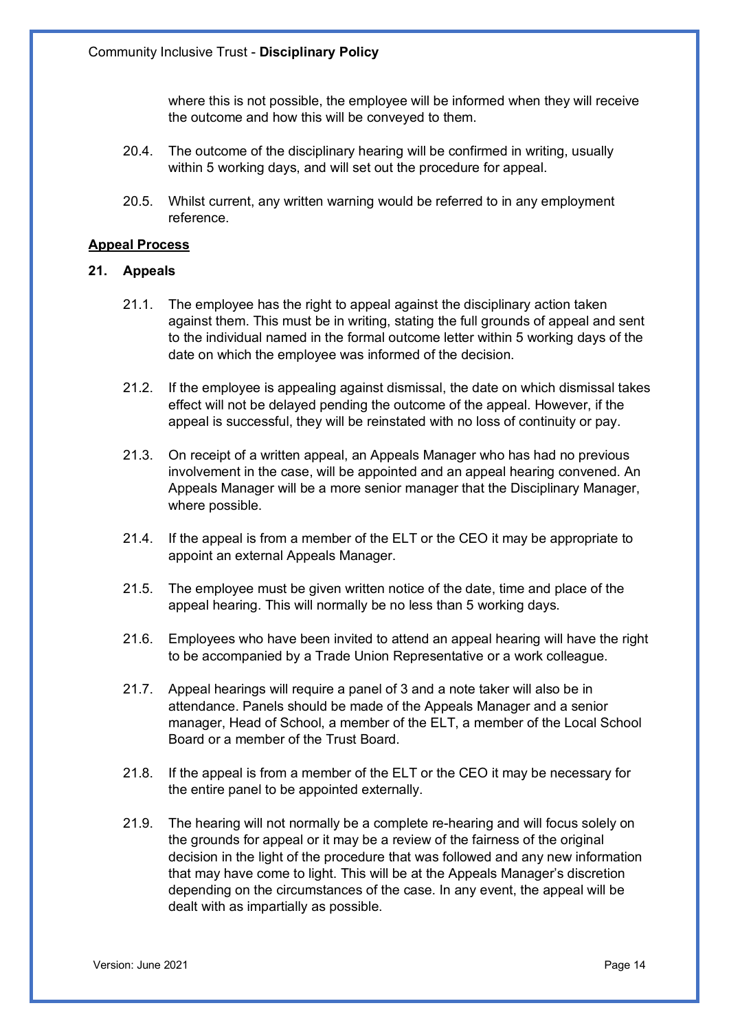where this is not possible, the employee will be informed when they will receive the outcome and how this will be conveyed to them.

20.4. The outcome of the disciplinary hearing will be confirmed in writing, usually within 5 working days, and will set out the procedure for appeal.

20.5. Whilst current, any written warning would be referred to in any employment reference.

**Appeal Process**

## 21. Appeals

21.1. The employee has the right to appeal against the disciplinary action taken against them. This must be in writing, stating the full grounds of appeal and sent to the individual named in the formal outcome letter within 5 working days of the date on which the employee was informed of the decision.

21.2. If the employee is appealing against dismissal, the date on which dismissal takes effect will not be delayed pending the outcome of the appeal. However, if the appeal is successful, they will be reinstated with no loss of continuity or pay.

21.3. On receipt of a written appeal, an Appeals Manager who has had no previous involvement in the case, will be appointed and an appeal hearing convened. An Appeals Manager will be a more senior manager that the Disciplinary Manager, where possible.

21.4. If the appeal is from a member of the ELT or the CEO it may be appropriate to appoint an external Appeals Manager.

21.5. The employee must be given written notice of the date, time and place of the appeal hearing. This will normally be no less than 5 working days.

21.6. Employees who have been invited to attend an appeal hearing will have the right to be accompanied by a Trade Union Representative or a work colleague.

21.7. Appeal hearings will require a panel of 3 and a note taker will also be in attendance. Panels should be made of the Appeals Manager and a senior manager, Head of School, a member of the ELT, a member of the Local School Board or a member of the Trust Board.

21.8. If the appeal is from a member of the ELT or the CEO it may be necessary for the entire panel to be appointed externally.

21.9. The hearing will not normally be a complete re-hearing and will focus solely on the grounds for appeal or it may be a review of the fairness of the original decision in the light of the procedure that was followed and any new information that may have come to light. This will be at the Appeals Manager's discretion depending on the circumstances of the case. In any event, the appeal will be dealt with as impartially as possible.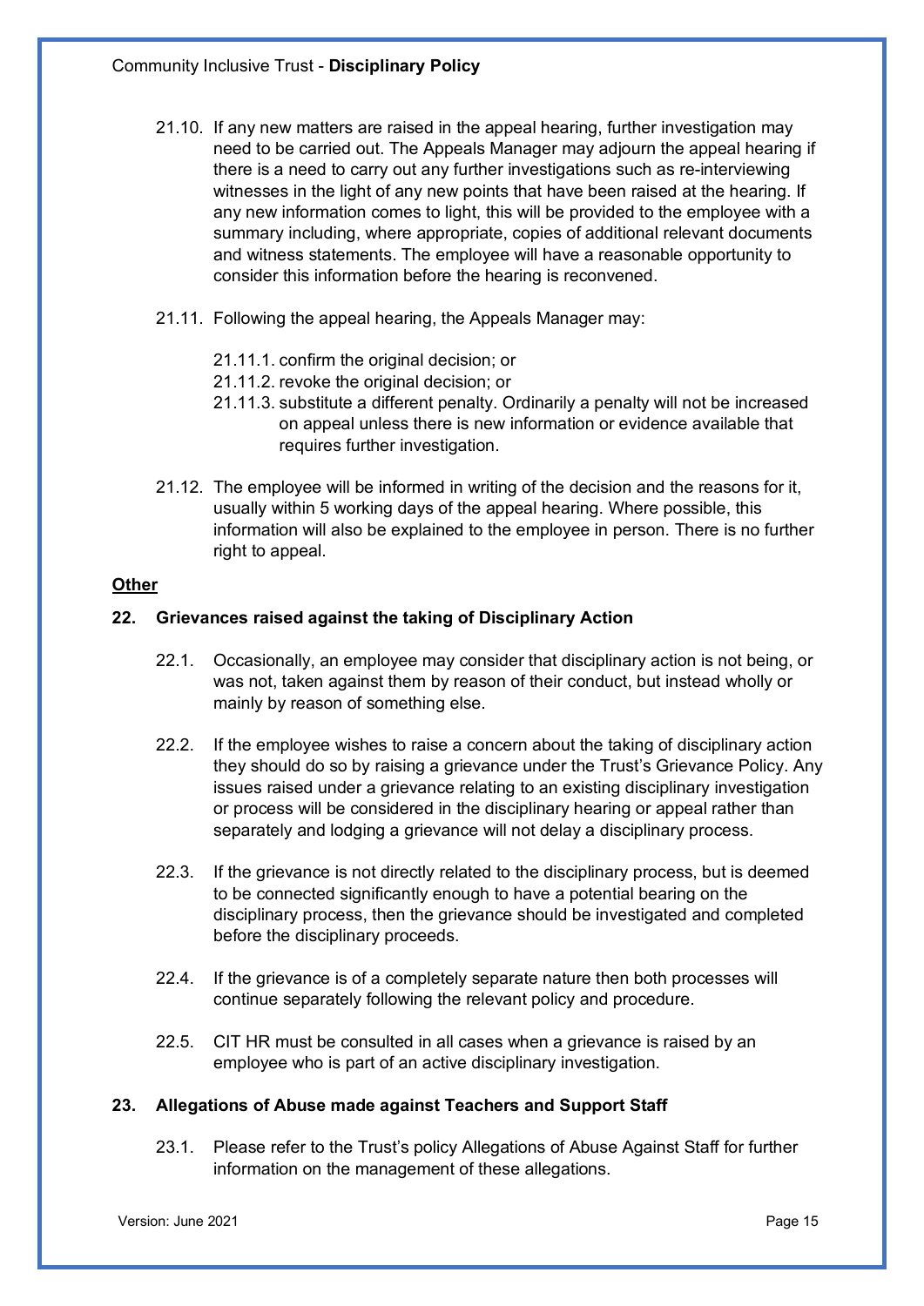21.10. If any new matters are raised in the appeal hearing, further investigation may need to be carried out. The Appeals Manager may adjourn the appeal hearing if there is a need to carry out any further investigations such as re-interviewing witnesses in the light of any new points that have been raised at the hearing. If any new information comes to light, this will be provided to the employee with a summary including, where appropriate, copies of additional relevant documents and witness statements. The employee will have a reasonable opportunity to consider this information before the hearing is reconvened.

21.11. Following the appeal hearing, the Appeals Manager may:

- 21.11.1. confirm the original decision; or
- 21.11.2. revoke the original decision; or
- 21.11.3. substitute a different penalty. Ordinarily a penalty will not be increased on appeal unless there is new information or evidence available that requires further investigation.

21.12. The employee will be informed in writing of the decision and the reasons for it, usually within 5 working days of the appeal hearing. Where possible, this information will also be explained to the employee in person. There is no further right to appeal.

**Other**

## 22. Grievances raised against the taking of Disciplinary Action

22.1. Occasionally, an employee may consider that disciplinary action is not being, or was not, taken against them by reason of their conduct, but instead wholly or mainly by reason of something else.

22.2. If the employee wishes to raise a concern about the taking of disciplinary action they should do so by raising a grievance under the Trust's Grievance Policy. Any issues raised under a grievance relating to an existing disciplinary investigation or process will be considered in the disciplinary hearing or appeal rather than separately and lodging a grievance will not delay a disciplinary process.

22.3. If the grievance is not directly related to the disciplinary process, but is deemed to be connected significantly enough to have a potential bearing on the disciplinary process, then the grievance should be investigated and completed before the disciplinary proceeds.

22.4. If the grievance is of a completely separate nature then both processes will continue separately following the relevant policy and procedure.

22.5. CIT HR must be consulted in all cases when a grievance is raised by an employee who is part of an active disciplinary investigation.

## 23. Allegations of Abuse made against Teachers and Support Staff

23.1. Please refer to the Trust's policy Allegations of Abuse Against Staff for further information on the management of these allegations.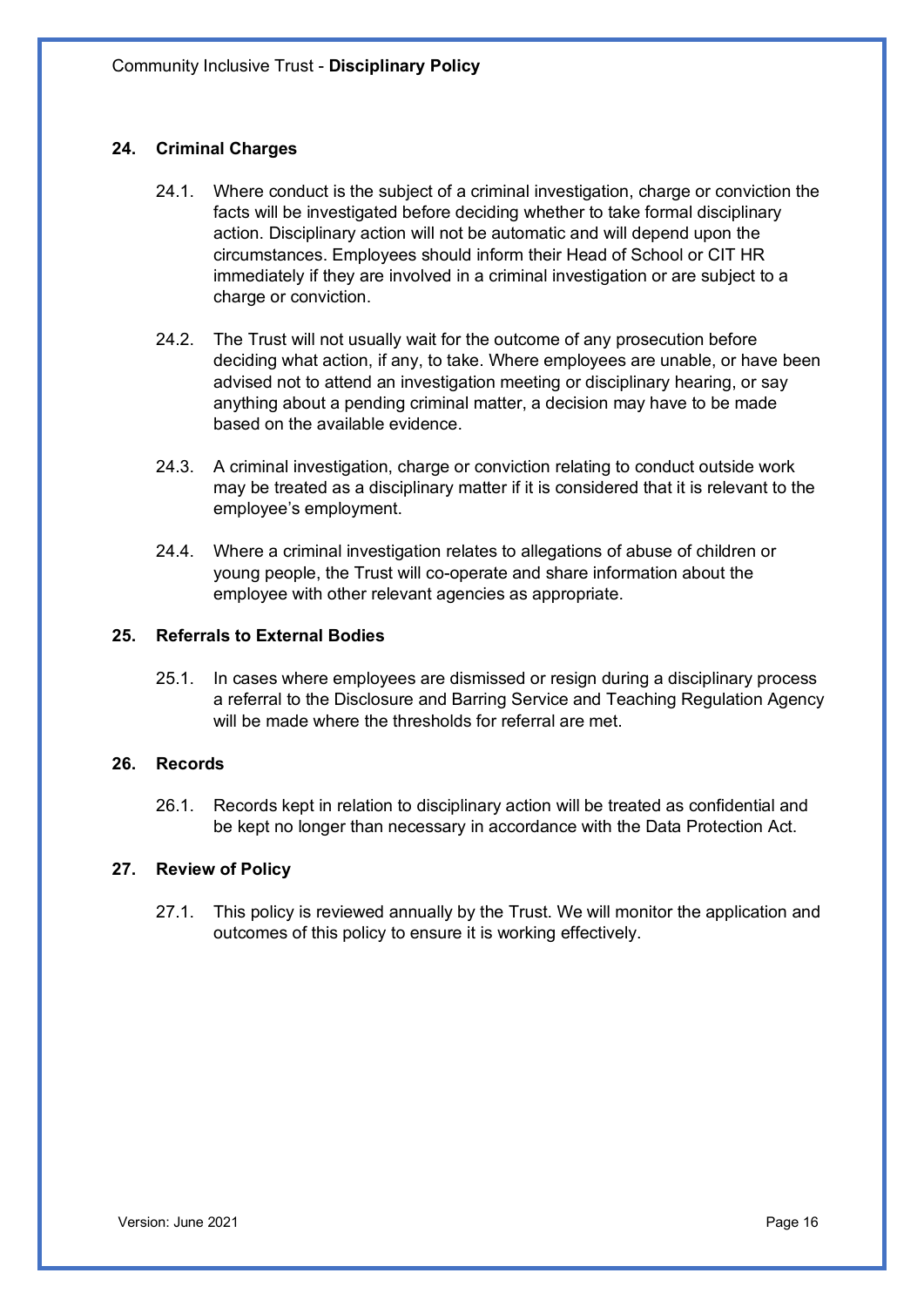## 24. Criminal Charges

24.1. Where conduct is the subject of a criminal investigation, charge or conviction the facts will be investigated before deciding whether to take formal disciplinary action. Disciplinary action will not be automatic and will depend upon the circumstances. Employees should inform their Head of School or CIT HR immediately if they are involved in a criminal investigation or are subject to a charge or conviction.

24.2. The Trust will not usually wait for the outcome of any prosecution before deciding what action, if any, to take. Where employees are unable, or have been advised not to attend an investigation meeting or disciplinary hearing, or say anything about a pending criminal matter, a decision may have to be made based on the available evidence.

24.3. A criminal investigation, charge or conviction relating to conduct outside work may be treated as a disciplinary matter if it is considered that it is relevant to the employee's employment.

24.4. Where a criminal investigation relates to allegations of abuse of children or young people, the Trust will co-operate and share information about the employee with other relevant agencies as appropriate.

## 25. Referrals to External Bodies

25.1. In cases where employees are dismissed or resign during a disciplinary process a referral to the Disclosure and Barring Service and Teaching Regulation Agency will be made where the thresholds for referral are met.

## 26. Records

26.1. Records kept in relation to disciplinary action will be treated as confidential and be kept no longer than necessary in accordance with the Data Protection Act.

## 27. Review of Policy

27.1. This policy is reviewed annually by the Trust. We will monitor the application and outcomes of this policy to ensure it is working effectively.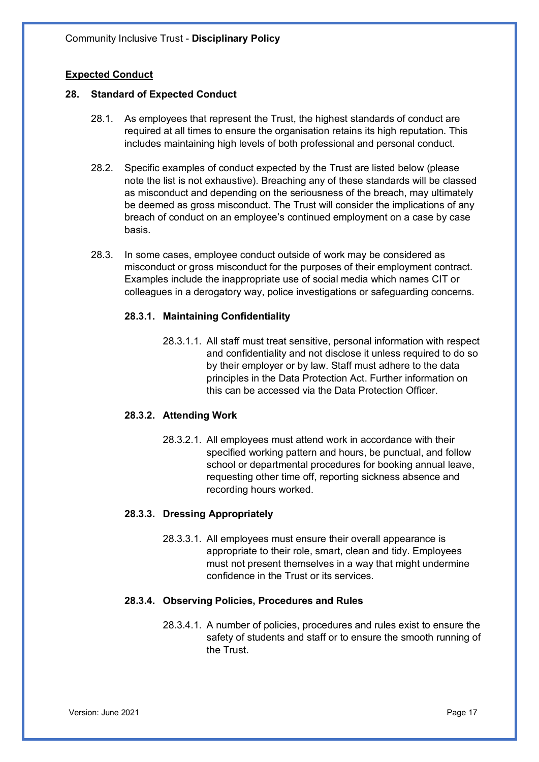## Expected Conduct

### 28. Standard of Expected Conduct

28.1. As employees that represent the Trust, the highest standards of conduct are required at all times to ensure the organisation retains its high reputation. This includes maintaining high levels of both professional and personal conduct.

28.2. Specific examples of conduct expected by the Trust are listed below (please note the list is not exhaustive). Breaching any of these standards will be classed as misconduct and depending on the seriousness of the breach, may ultimately be deemed as gross misconduct. The Trust will consider the implications of any breach of conduct on an employee's continued employment on a case by case basis.

28.3. In some cases, employee conduct outside of work may be considered as misconduct or gross misconduct for the purposes of their employment contract. Examples include the inappropriate use of social media which names CIT or colleagues in a derogatory way, police investigations or safeguarding concerns.

#### 28.3.1. Maintaining Confidentiality

28.3.1.1. All staff must treat sensitive, personal information with respect and confidentiality and not disclose it unless required to do so by their employer or by law. Staff must adhere to the data principles in the Data Protection Act. Further information on this can be accessed via the Data Protection Officer.

#### 28.3.2. Attending Work

28.3.2.1. All employees must attend work in accordance with their specified working pattern and hours, be punctual, and follow school or departmental procedures for booking annual leave, requesting other time off, reporting sickness absence and recording hours worked.

#### 28.3.3. Dressing Appropriately

28.3.3.1. All employees must ensure their overall appearance is appropriate to their role, smart, clean and tidy. Employees must not present themselves in a way that might undermine confidence in the Trust or its services.

#### 28.3.4. Observing Policies, Procedures and Rules

28.3.4.1. A number of policies, procedures and rules exist to ensure the safety of students and staff or to ensure the smooth running of the Trust.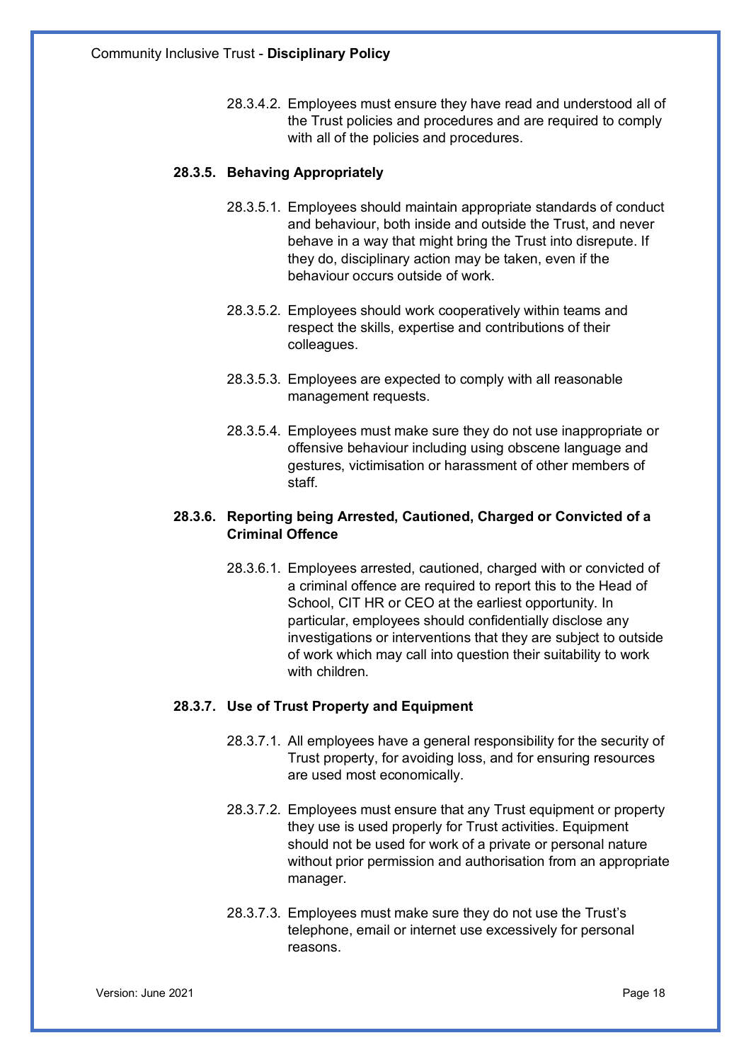28.3.4.2. Employees must ensure they have read and understood all of the Trust policies and procedures and are required to comply with all of the policies and procedures.

### 28.3.5. Behaving Appropriately

28.3.5.1. Employees should maintain appropriate standards of conduct and behaviour, both inside and outside the Trust, and never behave in a way that might bring the Trust into disrepute. If they do, disciplinary action may be taken, even if the behaviour occurs outside of work.

28.3.5.2. Employees should work cooperatively within teams and respect the skills, expertise and contributions of their colleagues.

28.3.5.3. Employees are expected to comply with all reasonable management requests.

28.3.5.4. Employees must make sure they do not use inappropriate or offensive behaviour including using obscene language and gestures, victimisation or harassment of other members of staff.

### 28.3.6. Reporting being Arrested, Cautioned, Charged or Convicted of a Criminal Offence

28.3.6.1. Employees arrested, cautioned, charged with or convicted of a criminal offence are required to report this to the Head of School, CIT HR or CEO at the earliest opportunity. In particular, employees should confidentially disclose any investigations or interventions that they are subject to outside of work which may call into question their suitability to work with children.

### 28.3.7. Use of Trust Property and Equipment

28.3.7.1. All employees have a general responsibility for the security of Trust property, for avoiding loss, and for ensuring resources are used most economically.

28.3.7.2. Employees must ensure that any Trust equipment or property they use is used properly for Trust activities. Equipment should not be used for work of a private or personal nature without prior permission and authorisation from an appropriate manager.

28.3.7.3. Employees must make sure they do not use the Trust's telephone, email or internet use excessively for personal reasons.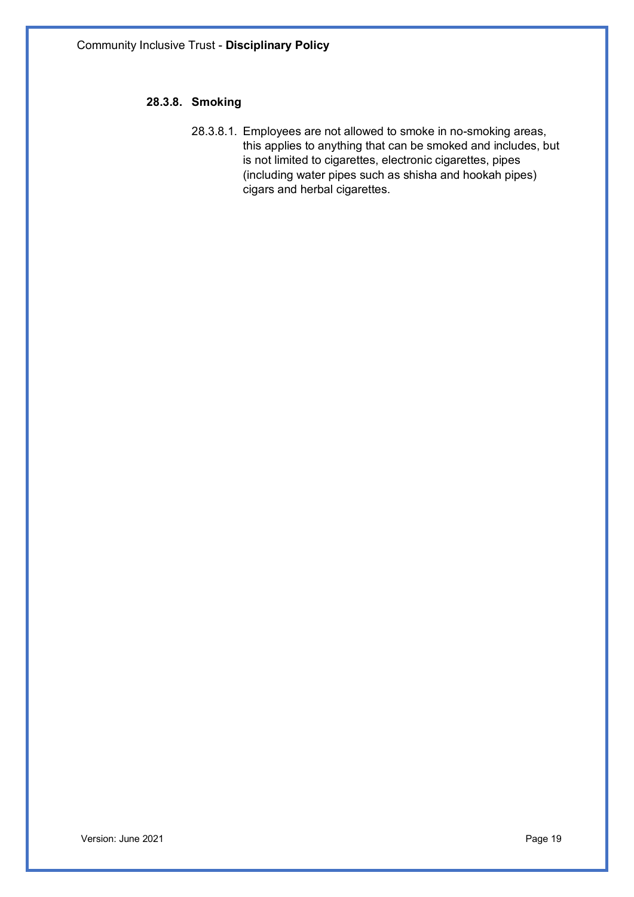#### 28.3.8. Smoking

28.3.8.1. Employees are not allowed to smoke in no-smoking areas, this applies to anything that can be smoked and includes, but is not limited to cigarettes, electronic cigarettes, pipes (including water pipes such as shisha and hookah pipes) cigars and herbal cigarettes.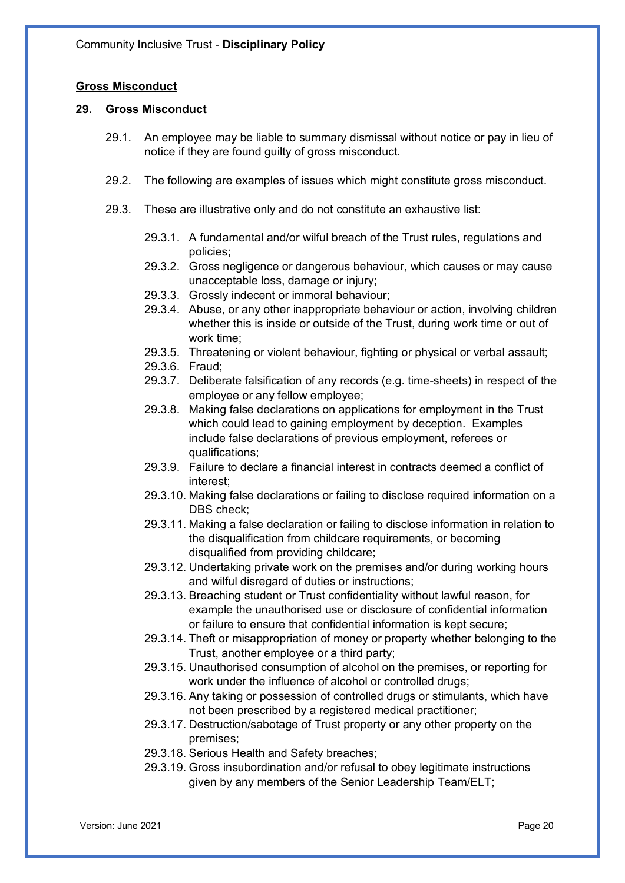## Gross Misconduct

### 29. Gross Misconduct

29.1. An employee may be liable to summary dismissal without notice or pay in lieu of notice if they are found guilty of gross misconduct.

29.2. The following are examples of issues which might constitute gross misconduct.

29.3. These are illustrative only and do not constitute an exhaustive list:

- 29.3.1. A fundamental and/or wilful breach of the Trust rules, regulations and policies;
- 29.3.2. Gross negligence or dangerous behaviour, which causes or may cause unacceptable loss, damage or injury;
- 29.3.3. Grossly indecent or immoral behaviour;
- 29.3.4. Abuse, or any other inappropriate behaviour or action, involving children whether this is inside or outside of the Trust, during work time or out of work time;
- 29.3.5. Threatening or violent behaviour, fighting or physical or verbal assault;
- 29.3.6. Fraud;
- 29.3.7. Deliberate falsification of any records (e.g. time-sheets) in respect of the employee or any fellow employee;
- 29.3.8. Making false declarations on applications for employment in the Trust which could lead to gaining employment by deception. Examples include false declarations of previous employment, referees or qualifications;
- 29.3.9. Failure to declare a financial interest in contracts deemed a conflict of interest;
- 29.3.10. Making false declarations or failing to disclose required information on a DBS check;
- 29.3.11. Making a false declaration or failing to disclose information in relation to the disqualification from childcare requirements, or becoming disqualified from providing childcare;
- 29.3.12. Undertaking private work on the premises and/or during working hours and wilful disregard of duties or instructions;
- 29.3.13. Breaching student or Trust confidentiality without lawful reason, for example the unauthorised use or disclosure of confidential information or failure to ensure that confidential information is kept secure;
- 29.3.14. Theft or misappropriation of money or property whether belonging to the Trust, another employee or a third party;
- 29.3.15. Unauthorised consumption of alcohol on the premises, or reporting for work under the influence of alcohol or controlled drugs;
- 29.3.16. Any taking or possession of controlled drugs or stimulants, which have not been prescribed by a registered medical practitioner;
- 29.3.17. Destruction/sabotage of Trust property or any other property on the premises;
- 29.3.18. Serious Health and Safety breaches;
- 29.3.19. Gross insubordination and/or refusal to obey legitimate instructions given by any members of the Senior Leadership Team/ELT;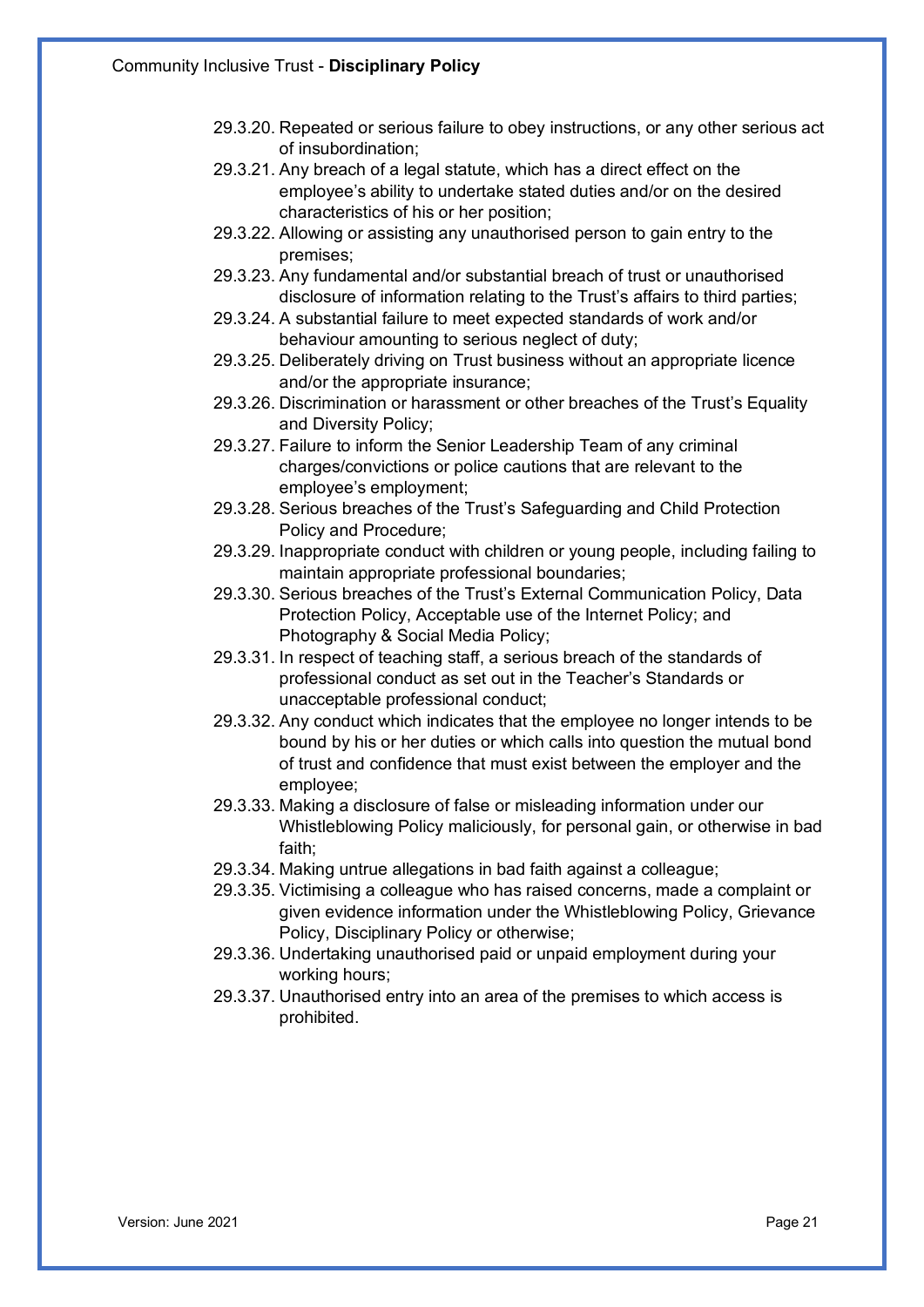29.3.20. Repeated or serious failure to obey instructions, or any other serious act of insubordination;

29.3.21. Any breach of a legal statute, which has a direct effect on the employee's ability to undertake stated duties and/or on the desired characteristics of his or her position;

29.3.22. Allowing or assisting any unauthorised person to gain entry to the premises;

29.3.23. Any fundamental and/or substantial breach of trust or unauthorised disclosure of information relating to the Trust's affairs to third parties;

29.3.24. A substantial failure to meet expected standards of work and/or behaviour amounting to serious neglect of duty;

29.3.25. Deliberately driving on Trust business without an appropriate licence and/or the appropriate insurance;

29.3.26. Discrimination or harassment or other breaches of the Trust's Equality and Diversity Policy;

29.3.27. Failure to inform the Senior Leadership Team of any criminal charges/convictions or police cautions that are relevant to the employee's employment;

29.3.28. Serious breaches of the Trust's Safeguarding and Child Protection Policy and Procedure;

29.3.29. Inappropriate conduct with children or young people, including failing to maintain appropriate professional boundaries;

29.3.30. Serious breaches of the Trust's External Communication Policy, Data Protection Policy, Acceptable use of the Internet Policy; and Photography & Social Media Policy;

29.3.31. In respect of teaching staff, a serious breach of the standards of professional conduct as set out in the Teacher's Standards or unacceptable professional conduct;

29.3.32. Any conduct which indicates that the employee no longer intends to be bound by his or her duties or which calls into question the mutual bond of trust and confidence that must exist between the employer and the employee;

29.3.33. Making a disclosure of false or misleading information under our Whistleblowing Policy maliciously, for personal gain, or otherwise in bad faith;

29.3.34. Making untrue allegations in bad faith against a colleague;

29.3.35. Victimising a colleague who has raised concerns, made a complaint or given evidence information under the Whistleblowing Policy, Grievance Policy, Disciplinary Policy or otherwise;

29.3.36. Undertaking unauthorised paid or unpaid employment during your working hours;

29.3.37. Unauthorised entry into an area of the premises to which access is prohibited.